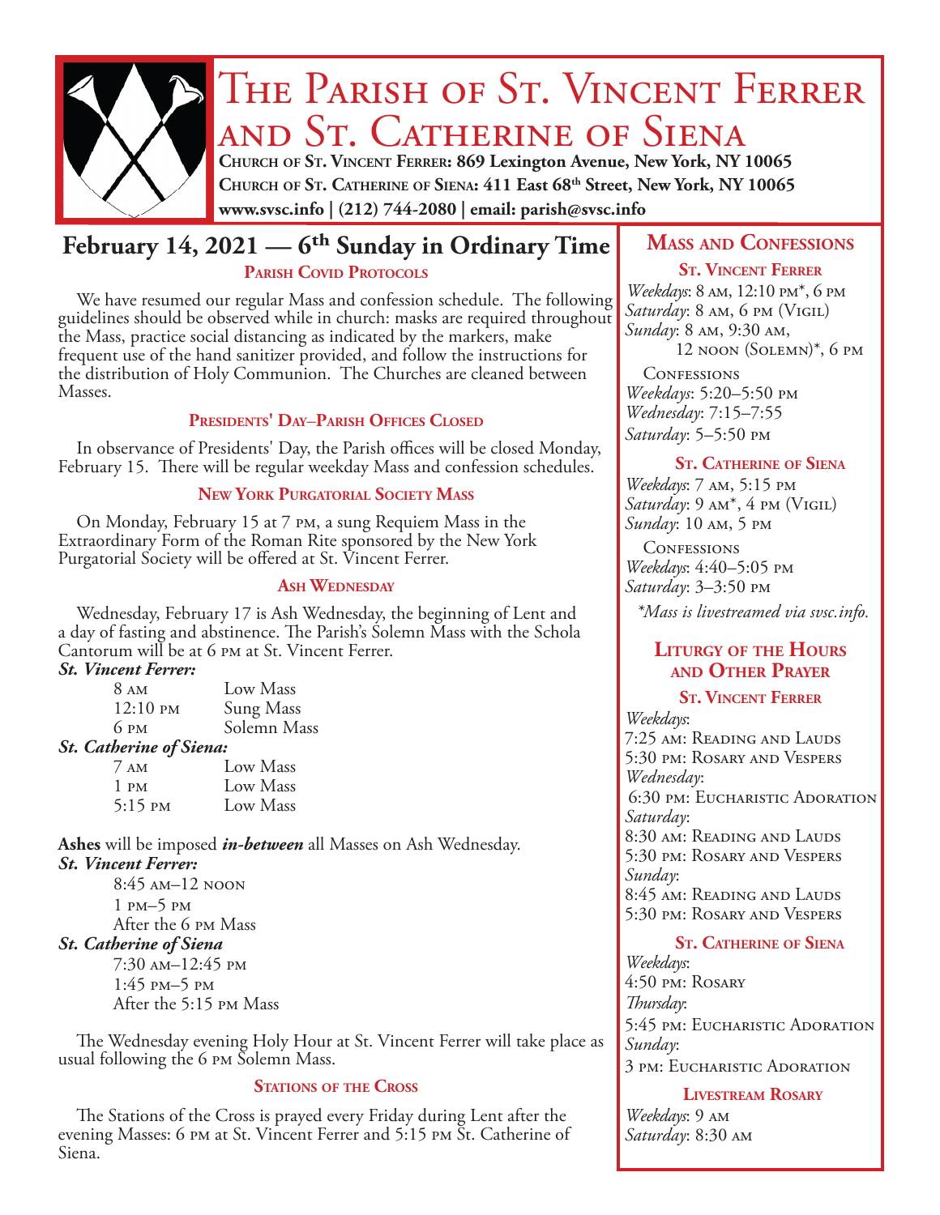# The Parish of St. Vincent Ferrer and St. Catherine of Siena

**Church of St. Vincent Ferrer: 869 Lexington Avenue, New York, NY 10065**
**Church of St. Catherine of Siena: 411 East 68th Street, New York, NY 10065**
**www.svsc.info | (212) 744-2080 | email: parish@svsc.info**

## February 14, 2021 — 6th Sunday in Ordinary Time

### Parish Covid Protocols

We have resumed our regular Mass and confession schedule. The following guidelines should be observed while in church: masks are required throughout the Mass, practice social distancing as indicated by the markers, make frequent use of the hand sanitizer provided, and follow the instructions for the distribution of Holy Communion. The Churches are cleaned between Masses.

### Presidents' Day–Parish Offices Closed

In observance of Presidents' Day, the Parish offices will be closed Monday, February 15. There will be regular weekday Mass and confession schedules.

### New York Purgatorial Society Mass

On Monday, February 15 at 7 pm, a sung Requiem Mass in the Extraordinary Form of the Roman Rite sponsored by the New York Purgatorial Society will be offered at St. Vincent Ferrer.

### Ash Wednesday

Wednesday, February 17 is Ash Wednesday, the beginning of Lent and a day of fasting and abstinence. The Parish's Solemn Mass with the Schola Cantorum will be at 6 pm at St. Vincent Ferrer.

***St. Vincent Ferrer:***

| | |
|---|---|
| 8 am | Low Mass |
| 12:10 pm | Sung Mass |
| 6 pm | Solemn Mass |

***St. Catherine of Siena:***

| | |
|---|---|
| 7 am | Low Mass |
| 1 pm | Low Mass |
| 5:15 pm | Low Mass |

**Ashes** will be imposed ***in-between*** all Masses on Ash Wednesday.

***St. Vincent Ferrer:***
8:45 am–12 noon
1 pm–5 pm
After the 6 pm Mass

***St. Catherine of Siena***
7:30 am–12:45 pm
1:45 pm–5 pm
After the 5:15 pm Mass

The Wednesday evening Holy Hour at St. Vincent Ferrer will take place as usual following the 6 pm Solemn Mass.

### Stations of the Cross

The Stations of the Cross is prayed every Friday during Lent after the evening Masses: 6 pm at St. Vincent Ferrer and 5:15 pm St. Catherine of Siena.

## Mass and Confessions

### St. Vincent Ferrer

*Weekdays*: 8 am, 12:10 pm*, 6 pm
*Saturday*: 8 am, 6 pm (Vigil)
*Sunday*: 8 am, 9:30 am, 12 noon (Solemn)*, 6 pm

Confessions
*Weekdays*: 5:20–5:50 pm
*Wednesday*: 7:15–7:55
*Saturday*: 5–5:50 pm

### St. Catherine of Siena

*Weekdays*: 7 am, 5:15 pm
*Saturday*: 9 am*, 4 pm (Vigil)
*Sunday*: 10 am, 5 pm

Confessions
*Weekdays*: 4:40–5:05 pm
*Saturday*: 3–3:50 pm

**Mass is livestreamed via svsc.info.*

## Liturgy of the Hours and Other Prayer

### St. Vincent Ferrer

*Weekdays*:
7:25 am: Reading and Lauds
5:30 pm: Rosary and Vespers
*Wednesday*:
6:30 pm: Eucharistic Adoration
*Saturday*:
8:30 am: Reading and Lauds
5:30 pm: Rosary and Vespers
*Sunday*:
8:45 am: Reading and Lauds
5:30 pm: Rosary and Vespers

### St. Catherine of Siena

*Weekdays*:
4:50 pm: Rosary
*Thursday*:
5:45 pm: Eucharistic Adoration
*Sunday*:
3 pm: Eucharistic Adoration

### Livestream Rosary

*Weekdays*: 9 am
*Saturday*: 8:30 am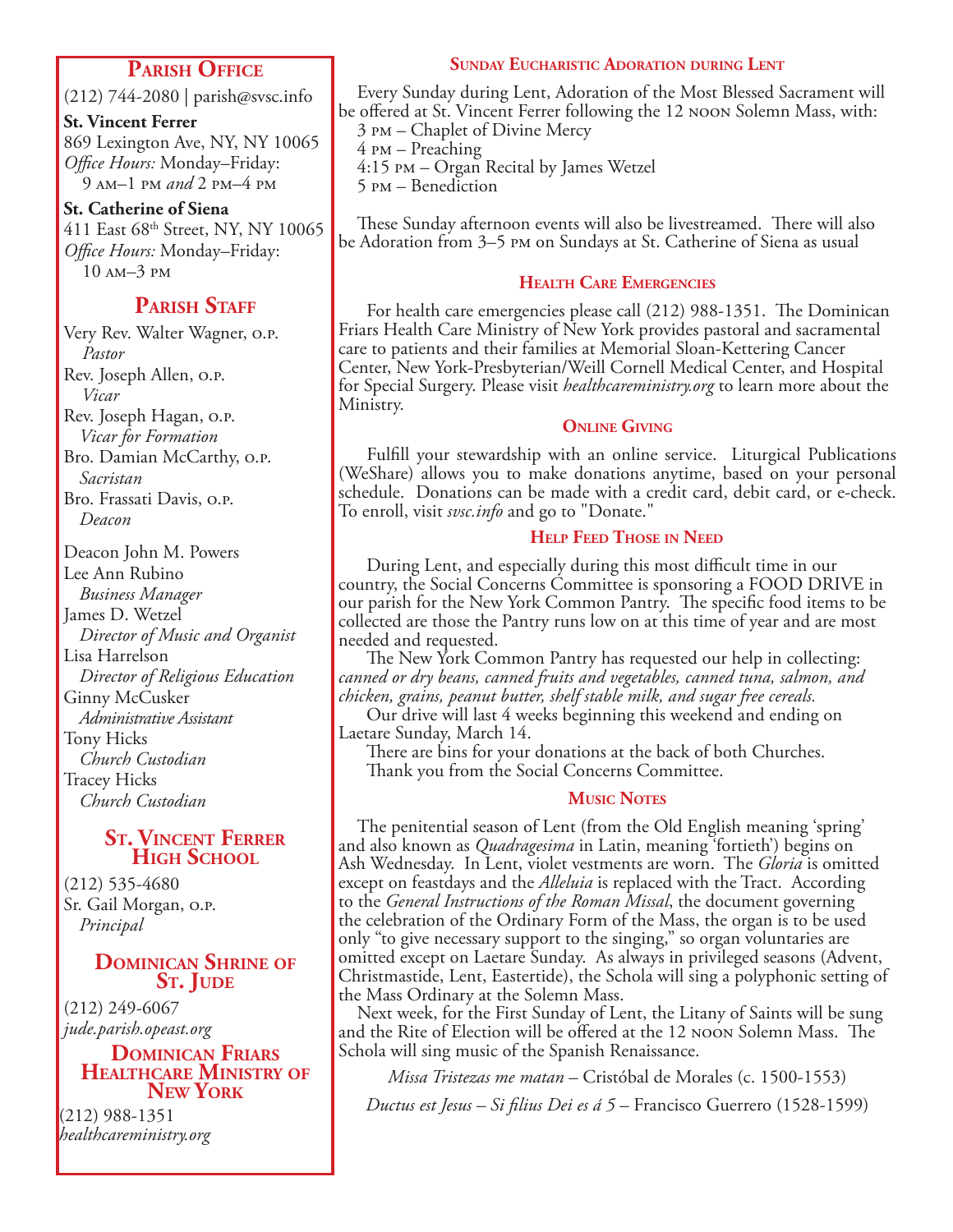## Parish Office

(212) 744-2080 | parish@svsc.info

**St. Vincent Ferrer**
869 Lexington Ave, NY, NY 10065
*Office Hours:* Monday–Friday:
9 AM–1 PM *and* 2 PM–4 PM

**St. Catherine of Siena**
411 East 68th Street, NY, NY 10065
*Office Hours:* Monday–Friday:
10 AM–3 PM

## Parish Staff

Very Rev. Walter Wagner, O.P.
*Pastor*
Rev. Joseph Allen, O.P.
*Vicar*
Rev. Joseph Hagan, O.P.
*Vicar for Formation*
Bro. Damian McCarthy, O.P.
*Sacristan*
Bro. Frassati Davis, O.P.
*Deacon*

Deacon John M. Powers
Lee Ann Rubino
*Business Manager*
James D. Wetzel
*Director of Music and Organist*
Lisa Harrelson
*Director of Religious Education*
Ginny McCusker
*Administrative Assistant*
Tony Hicks
*Church Custodian*
Tracey Hicks
*Church Custodian*

## St. Vincent Ferrer High School

(212) 535-4680
Sr. Gail Morgan, O.P.
*Principal*

## Dominican Shrine of St. Jude

(212) 249-6067
*jude.parish.opeast.org*

## Dominican Friars Healthcare Ministry of New York

(212) 988-1351
*healthcareministry.org*

## Sunday Eucharistic Adoration during Lent

Every Sunday during Lent, Adoration of the Most Blessed Sacrament will be offered at St. Vincent Ferrer following the 12 NOON Solemn Mass, with:
3 PM – Chaplet of Divine Mercy
4 PM – Preaching
4:15 PM – Organ Recital by James Wetzel
5 PM – Benediction

These Sunday afternoon events will also be livestreamed. There will also be Adoration from 3–5 PM on Sundays at St. Catherine of Siena as usual

## Health Care Emergencies

For health care emergencies please call (212) 988-1351. The Dominican Friars Health Care Ministry of New York provides pastoral and sacramental care to patients and their families at Memorial Sloan-Kettering Cancer Center, New York-Presbyterian/Weill Cornell Medical Center, and Hospital for Special Surgery. Please visit *healthcareministry.org* to learn more about the Ministry.

## Online Giving

Fulfill your stewardship with an online service. Liturgical Publications (WeShare) allows you to make donations anytime, based on your personal schedule. Donations can be made with a credit card, debit card, or e-check. To enroll, visit *svsc.info* and go to "Donate."

## Help Feed Those in Need

During Lent, and especially during this most difficult time in our country, the Social Concerns Committee is sponsoring a FOOD DRIVE in our parish for the New York Common Pantry. The specific food items to be collected are those the Pantry runs low on at this time of year and are most needed and requested.

The New York Common Pantry has requested our help in collecting: *canned or dry beans, canned fruits and vegetables, canned tuna, salmon, and chicken, grains, peanut butter, shelf stable milk, and sugar free cereals.*

Our drive will last 4 weeks beginning this weekend and ending on Laetare Sunday, March 14.

There are bins for your donations at the back of both Churches.

Thank you from the Social Concerns Committee.

## Music Notes

The penitential season of Lent (from the Old English meaning 'spring' and also known as *Quadragesima* in Latin, meaning 'fortieth') begins on Ash Wednesday. In Lent, violet vestments are worn. The *Gloria* is omitted except on feastdays and the *Alleluia* is replaced with the Tract. According to the *General Instructions of the Roman Missal*, the document governing the celebration of the Ordinary Form of the Mass, the organ is to be used only "to give necessary support to the singing," so organ voluntaries are omitted except on Laetare Sunday. As always in privileged seasons (Advent, Christmastide, Lent, Eastertide), the Schola will sing a polyphonic setting of the Mass Ordinary at the Solemn Mass.

Next week, for the First Sunday of Lent, the Litany of Saints will be sung and the Rite of Election will be offered at the 12 NOON Solemn Mass. The Schola will sing music of the Spanish Renaissance.

*Missa Tristezas me matan* – Cristóbal de Morales (c. 1500-1553)

*Ductus est Jesus – Si filius Dei es á 5* – Francisco Guerrero (1528-1599)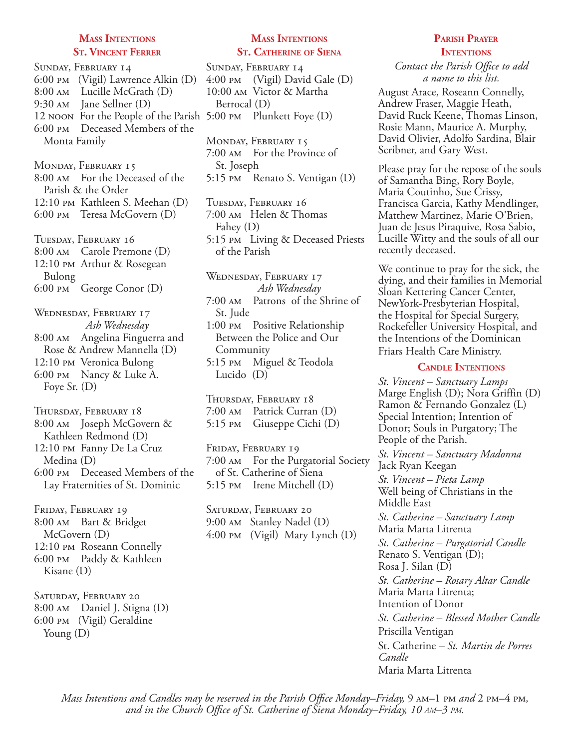## Mass Intentions
## St. Vincent Ferrer

**Sunday, February 14**
6:00 PM (Vigil) Lawrence Alkin (D)
8:00 AM Lucille McGrath (D)
9:30 AM Jane Sellner (D)
12 NOON For the People of the Parish
6:00 PM Deceased Members of the Monta Family

**Monday, February 15**
8:00 AM For the Deceased of the Parish & the Order
12:10 PM Kathleen S. Meehan (D)
6:00 PM Teresa McGovern (D)

**Tuesday, February 16**
8:00 AM Carole Premone (D)
12:10 PM Arthur & Rosegean Bulong
6:00 PM George Conor (D)

**Wednesday, February 17**
*Ash Wednesday*
8:00 AM Angelina Finguerra and Rose & Andrew Mannella (D)
12:10 PM Veronica Bulong
6:00 PM Nancy & Luke A. Foye Sr. (D)

**Thursday, February 18**
8:00 AM Joseph McGovern & Kathleen Redmond (D)
12:10 PM Fanny De La Cruz Medina (D)
6:00 PM Deceased Members of the Lay Fraternities of St. Dominic

**Friday, February 19**
8:00 AM Bart & Bridget McGovern (D)
12:10 PM Roseann Connelly
6:00 PM Paddy & Kathleen Kisane (D)

**Saturday, February 20**
8:00 AM Daniel J. Stigna (D)
6:00 PM (Vigil) Geraldine Young (D)

## Mass Intentions
## St. Catherine of Siena

**Sunday, February 14**
4:00 PM (Vigil) David Gale (D)
10:00 AM Victor & Martha Berrocal (D)
5:00 PM Plunkett Foye (D)

**Monday, February 15**
7:00 AM For the Province of St. Joseph
5:15 PM Renato S. Ventigan (D)

**Tuesday, February 16**
7:00 AM Helen & Thomas Fahey (D)
5:15 PM Living & Deceased Priests of the Parish

**Wednesday, February 17**
*Ash Wednesday*
7:00 AM Patrons of the Shrine of St. Jude
1:00 PM Positive Relationship Between the Police and Our Community
5:15 PM Miguel & Teodola Lucido (D)

**Thursday, February 18**
7:00 AM Patrick Curran (D)
5:15 PM Giuseppe Cichi (D)

**Friday, February 19**
7:00 AM For the Purgatorial Society of St. Catherine of Siena
5:15 PM Irene Mitchell (D)

**Saturday, February 20**
9:00 AM Stanley Nadel (D)
4:00 PM (Vigil) Mary Lynch (D)

## Parish Prayer Intentions

*Contact the Parish Office to add a name to this list.*

August Arace, Roseann Connelly, Andrew Fraser, Maggie Heath, David Ruck Keene, Thomas Linson, Rosie Mann, Maurice A. Murphy, David Olivier, Adolfo Sardina, Blair Scribner, and Gary West.

Please pray for the repose of the souls of Samantha Bing, Rory Boyle, Maria Coutinho, Sue Crissy, Francisca Garcia, Kathy Mendlinger, Matthew Martinez, Marie O'Brien, Juan de Jesus Piraquive, Rosa Sabio, Lucille Witty and the souls of all our recently deceased.

We continue to pray for the sick, the dying, and their families in Memorial Sloan Kettering Cancer Center, NewYork-Presbyterian Hospital, the Hospital for Special Surgery, Rockefeller University Hospital, and the Intentions of the Dominican Friars Health Care Ministry.

## Candle Intentions

*St. Vincent – Sanctuary Lamps*
Marge English (D); Nora Griffin (D) Ramon & Fernando Gonzalez (L) Special Intention; Intention of Donor; Souls in Purgatory; The People of the Parish.

*St. Vincent – Sanctuary Madonna*
Jack Ryan Keegan

*St. Vincent – Pieta Lamp*
Well being of Christians in the Middle East

*St. Catherine – Sanctuary Lamp*
Maria Marta Litrenta

*St. Catherine – Purgatorial Candle*
Renato S. Ventigan (D);
Rosa J. Silan (D)

*St. Catherine – Rosary Altar Candle*
Maria Marta Litrenta;
Intention of Donor

*St. Catherine – Blessed Mother Candle*
Priscilla Ventigan

St. Catherine – *St. Martin de Porres Candle*
Maria Marta Litrenta

*Mass Intentions and Candles may be reserved in the Parish Office Monday–Friday,* 9 AM–1 PM *and* 2 PM–4 PM, *and in the Church Office of St. Catherine of Siena Monday–Friday, 10 AM–3 PM.*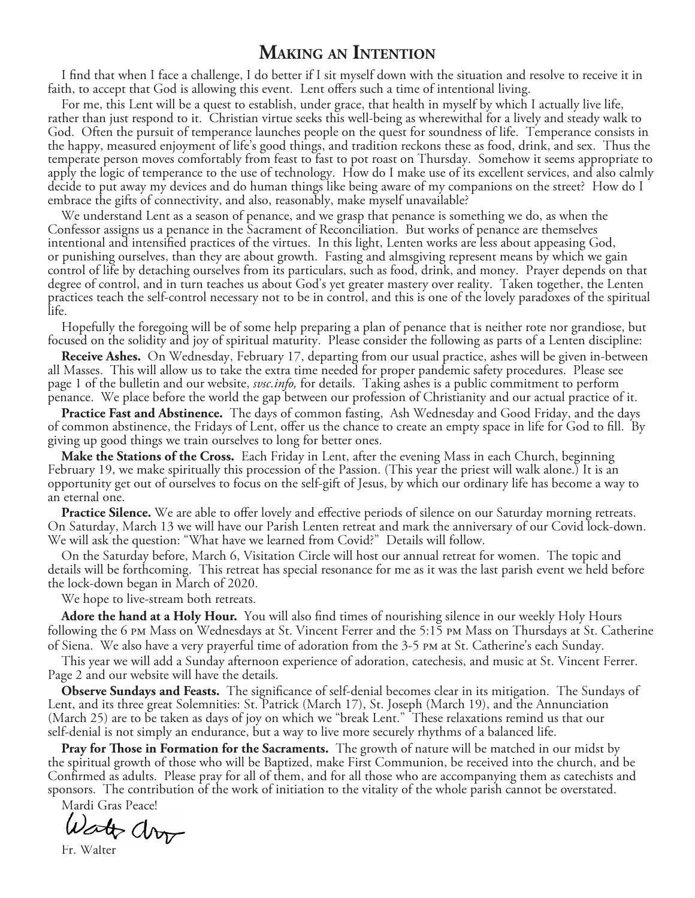# Making an Intention

I find that when I face a challenge, I do better if I sit myself down with the situation and resolve to receive it in faith, to accept that God is allowing this event. Lent offers such a time of intentional living.

For me, this Lent will be a quest to establish, under grace, that health in myself by which I actually live life, rather than just respond to it. Christian virtue seeks this well-being as wherewithal for a lively and steady walk to God. Often the pursuit of temperance launches people on the quest for soundness of life. Temperance consists in the happy, measured enjoyment of life's good things, and tradition reckons these as food, drink, and sex. Thus the temperate person moves comfortably from feast to fast to pot roast on Thursday. Somehow it seems appropriate to apply the logic of temperance to the use of technology. How do I make use of its excellent services, and also calmly decide to put away my devices and do human things like being aware of my companions on the street? How do I embrace the gifts of connectivity, and also, reasonably, make myself unavailable?

We understand Lent as a season of penance, and we grasp that penance is something we do, as when the Confessor assigns us a penance in the Sacrament of Reconciliation. But works of penance are themselves intentional and intensified practices of the virtues. In this light, Lenten works are less about appeasing God, or punishing ourselves, than they are about growth. Fasting and almsgiving represent means by which we gain control of life by detaching ourselves from its particulars, such as food, drink, and money. Prayer depends on that degree of control, and in turn teaches us about God's yet greater mastery over reality. Taken together, the Lenten practices teach the self-control necessary not to be in control, and this is one of the lovely paradoxes of the spiritual life.

Hopefully the foregoing will be of some help preparing a plan of penance that is neither rote nor grandiose, but focused on the solidity and joy of spiritual maturity. Please consider the following as parts of a Lenten discipline:

**Receive Ashes.** On Wednesday, February 17, departing from our usual practice, ashes will be given in-between all Masses. This will allow us to take the extra time needed for proper pandemic safety procedures. Please see page 1 of the bulletin and our website, *svsc.info,* for details. Taking ashes is a public commitment to perform penance. We place before the world the gap between our profession of Christianity and our actual practice of it.

**Practice Fast and Abstinence.** The days of common fasting, Ash Wednesday and Good Friday, and the days of common abstinence, the Fridays of Lent, offer us the chance to create an empty space in life for God to fill. By giving up good things we train ourselves to long for better ones.

**Make the Stations of the Cross.** Each Friday in Lent, after the evening Mass in each Church, beginning February 19, we make spiritually this procession of the Passion. (This year the priest will walk alone.) It is an opportunity get out of ourselves to focus on the self-gift of Jesus, by which our ordinary life has become a way to an eternal one.

**Practice Silence.** We are able to offer lovely and effective periods of silence on our Saturday morning retreats. On Saturday, March 13 we will have our Parish Lenten retreat and mark the anniversary of our Covid lock-down. We will ask the question: "What have we learned from Covid?" Details will follow.

On the Saturday before, March 6, Visitation Circle will host our annual retreat for women. The topic and details will be forthcoming. This retreat has special resonance for me as it was the last parish event we held before the lock-down began in March of 2020.

We hope to live-stream both retreats.

**Adore the hand at a Holy Hour.** You will also find times of nourishing silence in our weekly Holy Hours following the 6 PM Mass on Wednesdays at St. Vincent Ferrer and the 5:15 PM Mass on Thursdays at St. Catherine of Siena. We also have a very prayerful time of adoration from the 3-5 PM at St. Catherine's each Sunday.

This year we will add a Sunday afternoon experience of adoration, catechesis, and music at St. Vincent Ferrer. Page 2 and our website will have the details.

**Observe Sundays and Feasts.** The significance of self-denial becomes clear in its mitigation. The Sundays of Lent, and its three great Solemnities: St. Patrick (March 17), St. Joseph (March 19), and the Annunciation (March 25) are to be taken as days of joy on which we "break Lent." These relaxations remind us that our self-denial is not simply an endurance, but a way to live more securely rhythms of a balanced life.

**Pray for Those in Formation for the Sacraments.** The growth of nature will be matched in our midst by the spiritual growth of those who will be Baptized, make First Communion, be received into the church, and be Confirmed as adults. Please pray for all of them, and for all those who are accompanying them as catechists and sponsors. The contribution of the work of initiation to the vitality of the whole parish cannot be overstated.

Mardi Gras Peace!

Fr. Walter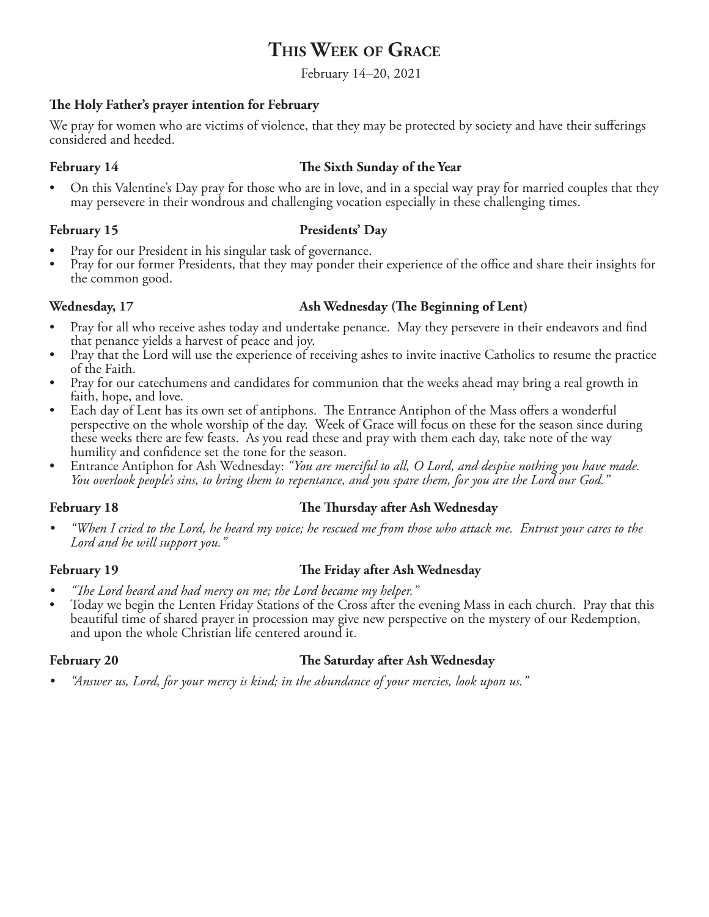# This Week of Grace

February 14–20, 2021

**The Holy Father's prayer intention for February**

We pray for women who are victims of violence, that they may be protected by society and have their sufferings considered and heeded.

**February 14 — The Sixth Sunday of the Year**

- On this Valentine's Day pray for those who are in love, and in a special way pray for married couples that they may persevere in their wondrous and challenging vocation especially in these challenging times.

**February 15 — Presidents' Day**

- Pray for our President in his singular task of governance.
- Pray for our former Presidents, that they may ponder their experience of the office and share their insights for the common good.

**Wednesday, 17 — Ash Wednesday (The Beginning of Lent)**

- Pray for all who receive ashes today and undertake penance. May they persevere in their endeavors and find that penance yields a harvest of peace and joy.
- Pray that the Lord will use the experience of receiving ashes to invite inactive Catholics to resume the practice of the Faith.
- Pray for our catechumens and candidates for communion that the weeks ahead may bring a real growth in faith, hope, and love.
- Each day of Lent has its own set of antiphons. The Entrance Antiphon of the Mass offers a wonderful perspective on the whole worship of the day. Week of Grace will focus on these for the season since during these weeks there are few feasts. As you read these and pray with them each day, take note of the way humility and confidence set the tone for the season.
- Entrance Antiphon for Ash Wednesday: *"You are merciful to all, O Lord, and despise nothing you have made. You overlook people's sins, to bring them to repentance, and you spare them, for you are the Lord our God."*

**February 18 — The Thursday after Ash Wednesday**

- *"When I cried to the Lord, he heard my voice; he rescued me from those who attack me. Entrust your cares to the Lord and he will support you."*

**February 19 — The Friday after Ash Wednesday**

- *"The Lord heard and had mercy on me; the Lord became my helper."*
- Today we begin the Lenten Friday Stations of the Cross after the evening Mass in each church. Pray that this beautiful time of shared prayer in procession may give new perspective on the mystery of our Redemption, and upon the whole Christian life centered around it.

**February 20 — The Saturday after Ash Wednesday**

- *"Answer us, Lord, for your mercy is kind; in the abundance of your mercies, look upon us."*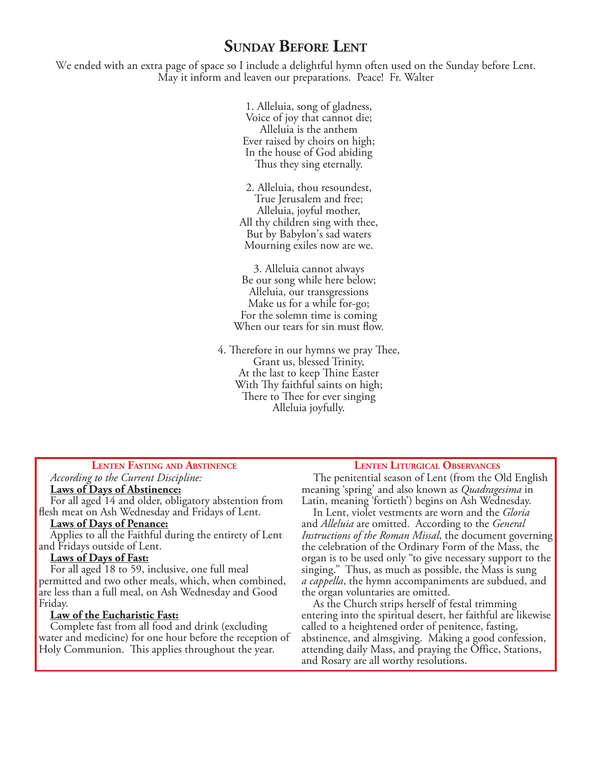# Sunday Before Lent

We ended with an extra page of space so I include a delightful hymn often used on the Sunday before Lent. May it inform and leaven our preparations. Peace! Fr. Walter

1. Alleluia, song of gladness,
Voice of joy that cannot die;
Alleluia is the anthem
Ever raised by choirs on high;
In the house of God abiding
Thus they sing eternally.

2. Alleluia, thou resoundest,
True Jerusalem and free;
Alleluia, joyful mother,
All thy children sing with thee,
But by Babylon's sad waters
Mourning exiles now are we.

3. Alleluia cannot always
Be our song while here below;
Alleluia, our transgressions
Make us for a while for-go;
For the solemn time is coming
When our tears for sin must flow.

4. Therefore in our hymns we pray Thee,
Grant us, blessed Trinity,
At the last to keep Thine Easter
With Thy faithful saints on high;
There to Thee for ever singing
Alleluia joyfully.

### Lenten Fasting and Abstinence

*According to the Current Discipline:*

**Laws of Days of Abstinence:**

For all aged 14 and older, obligatory abstention from flesh meat on Ash Wednesday and Fridays of Lent.

**Laws of Days of Penance:**

Applies to all the Faithful during the entirety of Lent and Fridays outside of Lent.

**Laws of Days of Fast:**

For all aged 18 to 59, inclusive, one full meal permitted and two other meals, which, when combined, are less than a full meal, on Ash Wednesday and Good Friday.

**Law of the Eucharistic Fast:**

Complete fast from all food and drink (excluding water and medicine) for one hour before the reception of Holy Communion. This applies throughout the year.

### Lenten Liturgical Observances

The penitential season of Lent (from the Old English meaning 'spring' and also known as *Quadragesima* in Latin, meaning 'fortieth') begins on Ash Wednesday.

In Lent, violet vestments are worn and the *Gloria* and *Alleluia* are omitted. According to the *General Instructions of the Roman Missal*, the document governing the celebration of the Ordinary Form of the Mass, the organ is to be used only "to give necessary support to the singing." Thus, as much as possible, the Mass is sung *a cappella*, the hymn accompaniments are subdued, and the organ voluntaries are omitted.

As the Church strips herself of festal trimming entering into the spiritual desert, her faithful are likewise called to a heightened order of penitence, fasting, abstinence, and almsgiving. Making a good confession, attending daily Mass, and praying the Office, Stations, and Rosary are all worthy resolutions.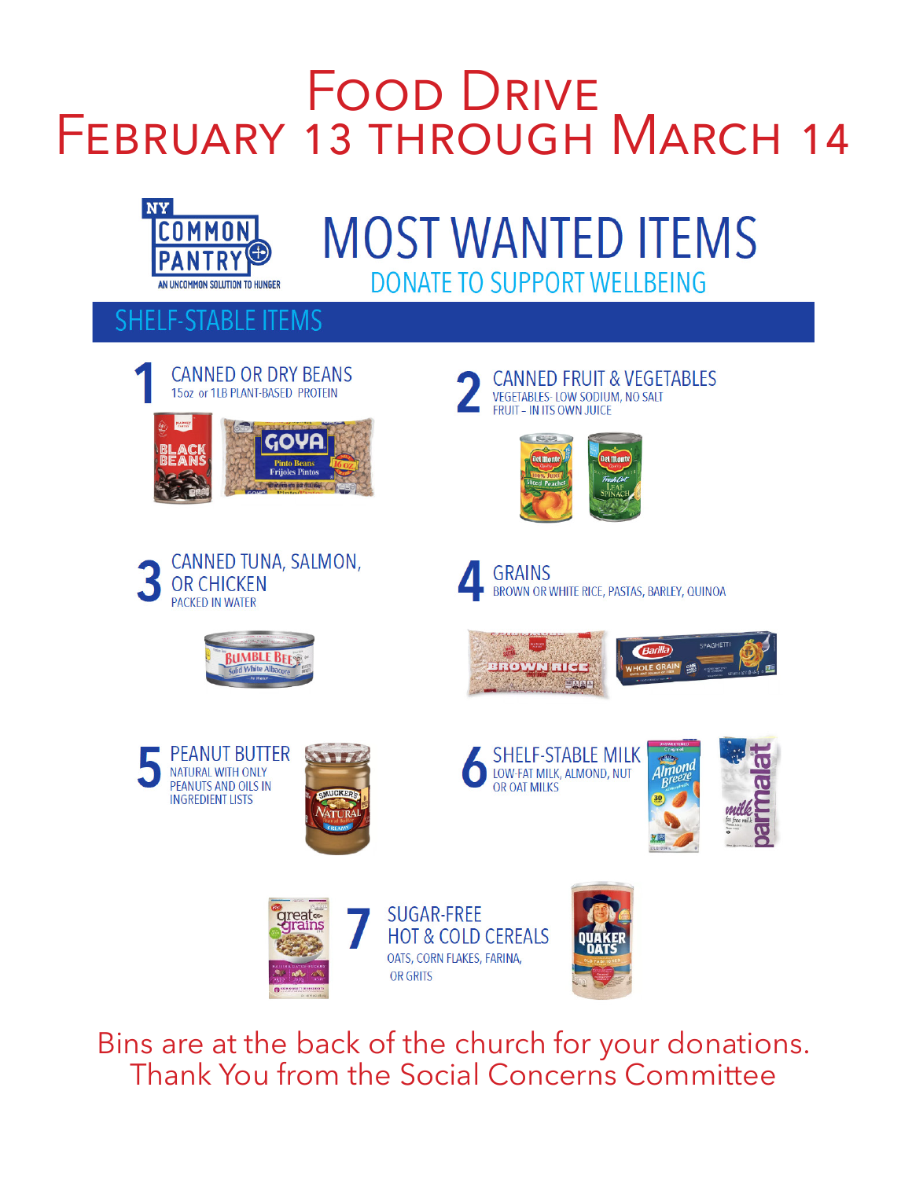# Food Drive
# February 13 through March 14

NY COMMON PANTRY
AN UNCOMMON SOLUTION TO HUNGER

## MOST WANTED ITEMS

DONATE TO SUPPORT WELLBEING

### SHELF-STABLE ITEMS

**1 CANNED OR DRY BEANS**
15oz or 1LB PLANT-BASED PROTEIN

**2 CANNED FRUIT & VEGETABLES**
VEGETABLES- LOW SODIUM, NO SALT
FRUIT – IN ITS OWN JUICE

**3 CANNED TUNA, SALMON, OR CHICKEN**
PACKED IN WATER

**4 GRAINS**
BROWN OR WHITE RICE, PASTAS, BARLEY, QUINOA

**5 PEANUT BUTTER**
NATURAL WITH ONLY PEANUTS AND OILS IN INGREDIENT LISTS

**6 SHELF-STABLE MILK**
LOW-FAT MILK, ALMOND, NUT OR OAT MILKS

**7 SUGAR-FREE HOT & COLD CEREALS**
OATS, CORN FLAKES, FARINA, OR GRITS

Bins are at the back of the church for your donations.
Thank You from the Social Concerns Committee